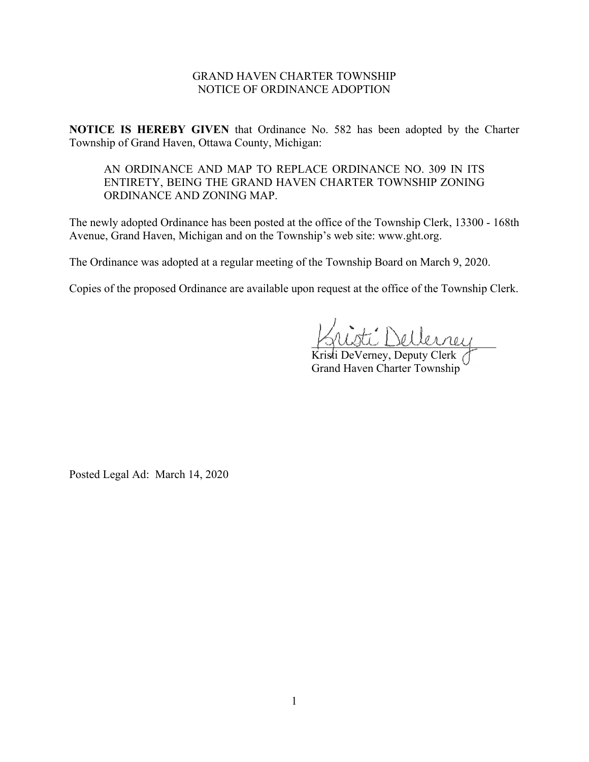# GRAND HAVEN CHARTER TOWNSHIP
## NOTICE OF ORDINANCE ADOPTION

**NOTICE IS HEREBY GIVEN** that Ordinance No. 582 has been adopted by the Charter Township of Grand Haven, Ottawa County, Michigan:

> AN ORDINANCE AND MAP TO REPLACE ORDINANCE NO. 309 IN ITS ENTIRETY, BEING THE GRAND HAVEN CHARTER TOWNSHIP ZONING ORDINANCE AND ZONING MAP.

The newly adopted Ordinance has been posted at the office of the Township Clerk, 13300 - 168th Avenue, Grand Haven, Michigan and on the Township's web site: www.ght.org.

The Ordinance was adopted at a regular meeting of the Township Board on March 9, 2020.

Copies of the proposed Ordinance are available upon request at the office of the Township Clerk.

Kristi DeVerney, Deputy Clerk
Grand Haven Charter Township

Posted Legal Ad: March 14, 2020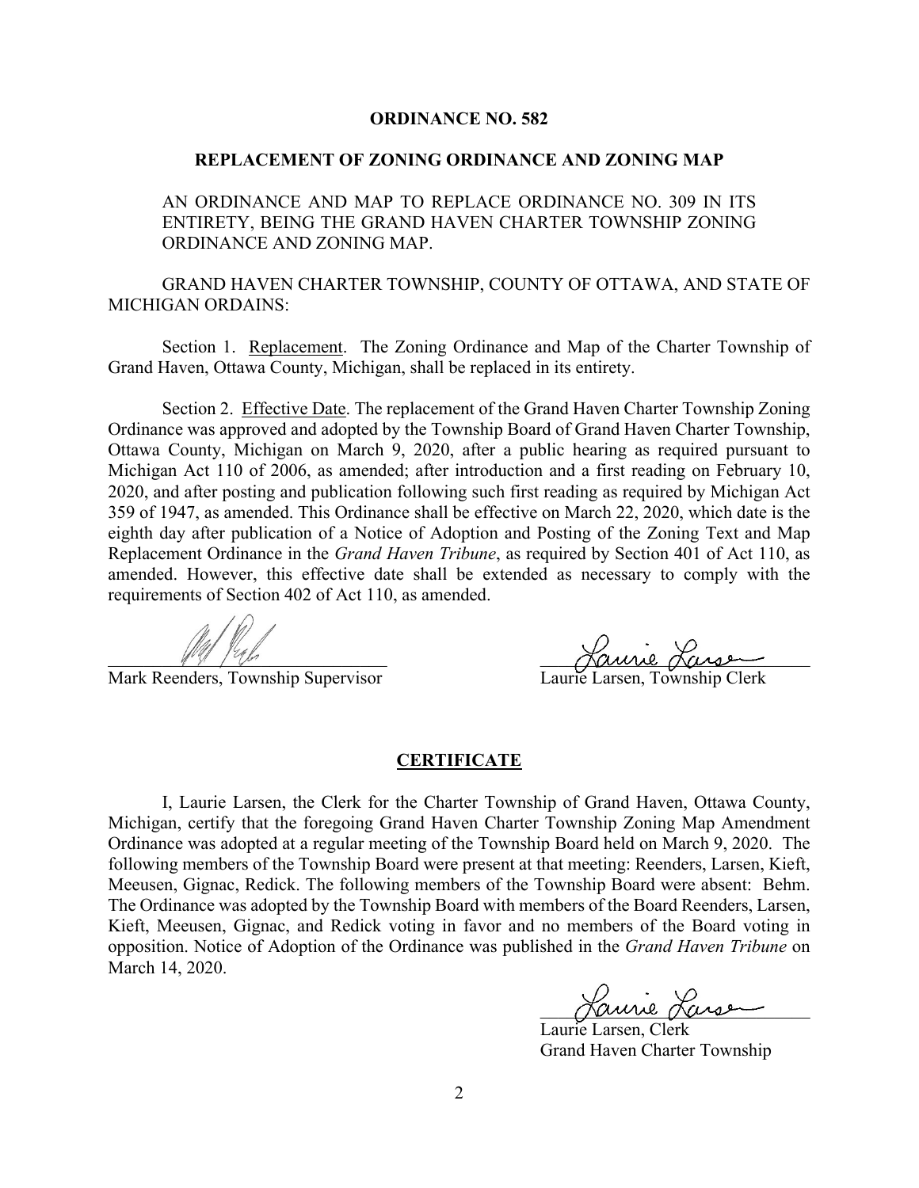# ORDINANCE NO. 582

## REPLACEMENT OF ZONING ORDINANCE AND ZONING MAP

AN ORDINANCE AND MAP TO REPLACE ORDINANCE NO. 309 IN ITS ENTIRETY, BEING THE GRAND HAVEN CHARTER TOWNSHIP ZONING ORDINANCE AND ZONING MAP.

GRAND HAVEN CHARTER TOWNSHIP, COUNTY OF OTTAWA, AND STATE OF MICHIGAN ORDAINS:

Section 1. Replacement. The Zoning Ordinance and Map of the Charter Township of Grand Haven, Ottawa County, Michigan, shall be replaced in its entirety.

Section 2. Effective Date. The replacement of the Grand Haven Charter Township Zoning Ordinance was approved and adopted by the Township Board of Grand Haven Charter Township, Ottawa County, Michigan on March 9, 2020, after a public hearing as required pursuant to Michigan Act 110 of 2006, as amended; after introduction and a first reading on February 10, 2020, and after posting and publication following such first reading as required by Michigan Act 359 of 1947, as amended. This Ordinance shall be effective on March 22, 2020, which date is the eighth day after publication of a Notice of Adoption and Posting of the Zoning Text and Map Replacement Ordinance in the *Grand Haven Tribune*, as required by Section 401 of Act 110, as amended. However, this effective date shall be extended as necessary to comply with the requirements of Section 402 of Act 110, as amended.

Mark Reenders, Township Supervisor

Laurie Larsen, Township Clerk

## CERTIFICATE

I, Laurie Larsen, the Clerk for the Charter Township of Grand Haven, Ottawa County, Michigan, certify that the foregoing Grand Haven Charter Township Zoning Map Amendment Ordinance was adopted at a regular meeting of the Township Board held on March 9, 2020. The following members of the Township Board were present at that meeting: Reenders, Larsen, Kieft, Meeusen, Gignac, Redick. The following members of the Township Board were absent: Behm. The Ordinance was adopted by the Township Board with members of the Board Reenders, Larsen, Kieft, Meeusen, Gignac, and Redick voting in favor and no members of the Board voting in opposition. Notice of Adoption of the Ordinance was published in the *Grand Haven Tribune* on March 14, 2020.

Laurie Larsen, Clerk
Grand Haven Charter Township